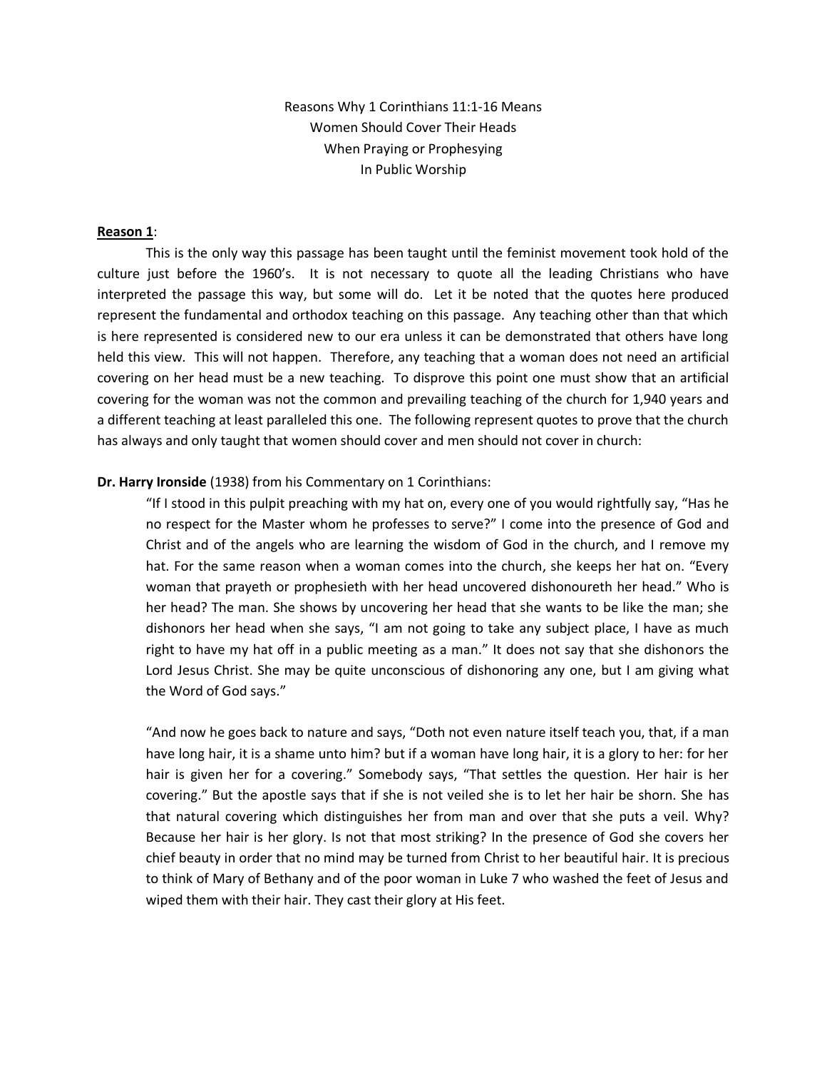# Reasons Why 1 Corinthians 11:1-16 Means Women Should Cover Their Heads When Praying or Prophesying In Public Worship

**Reason 1**:

This is the only way this passage has been taught until the feminist movement took hold of the culture just before the 1960's. It is not necessary to quote all the leading Christians who have interpreted the passage this way, but some will do. Let it be noted that the quotes here produced represent the fundamental and orthodox teaching on this passage. Any teaching other than that which is here represented is considered new to our era unless it can be demonstrated that others have long held this view. This will not happen. Therefore, any teaching that a woman does not need an artificial covering on her head must be a new teaching. To disprove this point one must show that an artificial covering for the woman was not the common and prevailing teaching of the church for 1,940 years and a different teaching at least paralleled this one. The following represent quotes to prove that the church has always and only taught that women should cover and men should not cover in church:

**Dr. Harry Ironside** (1938) from his Commentary on 1 Corinthians:

> "If I stood in this pulpit preaching with my hat on, every one of you would rightfully say, "Has he no respect for the Master whom he professes to serve?" I come into the presence of God and Christ and of the angels who are learning the wisdom of God in the church, and I remove my hat. For the same reason when a woman comes into the church, she keeps her hat on. "Every woman that prayeth or prophesieth with her head uncovered dishonoureth her head." Who is her head? The man. She shows by uncovering her head that she wants to be like the man; she dishonors her head when she says, "I am not going to take any subject place, I have as much right to have my hat off in a public meeting as a man." It does not say that she dishonors the Lord Jesus Christ. She may be quite unconscious of dishonoring any one, but I am giving what the Word of God says."
>
> "And now he goes back to nature and says, "Doth not even nature itself teach you, that, if a man have long hair, it is a shame unto him? but if a woman have long hair, it is a glory to her: for her hair is given her for a covering." Somebody says, "That settles the question. Her hair is her covering." But the apostle says that if she is not veiled she is to let her hair be shorn. She has that natural covering which distinguishes her from man and over that she puts a veil. Why? Because her hair is her glory. Is not that most striking? In the presence of God she covers her chief beauty in order that no mind may be turned from Christ to her beautiful hair. It is precious to think of Mary of Bethany and of the poor woman in Luke 7 who washed the feet of Jesus and wiped them with their hair. They cast their glory at His feet.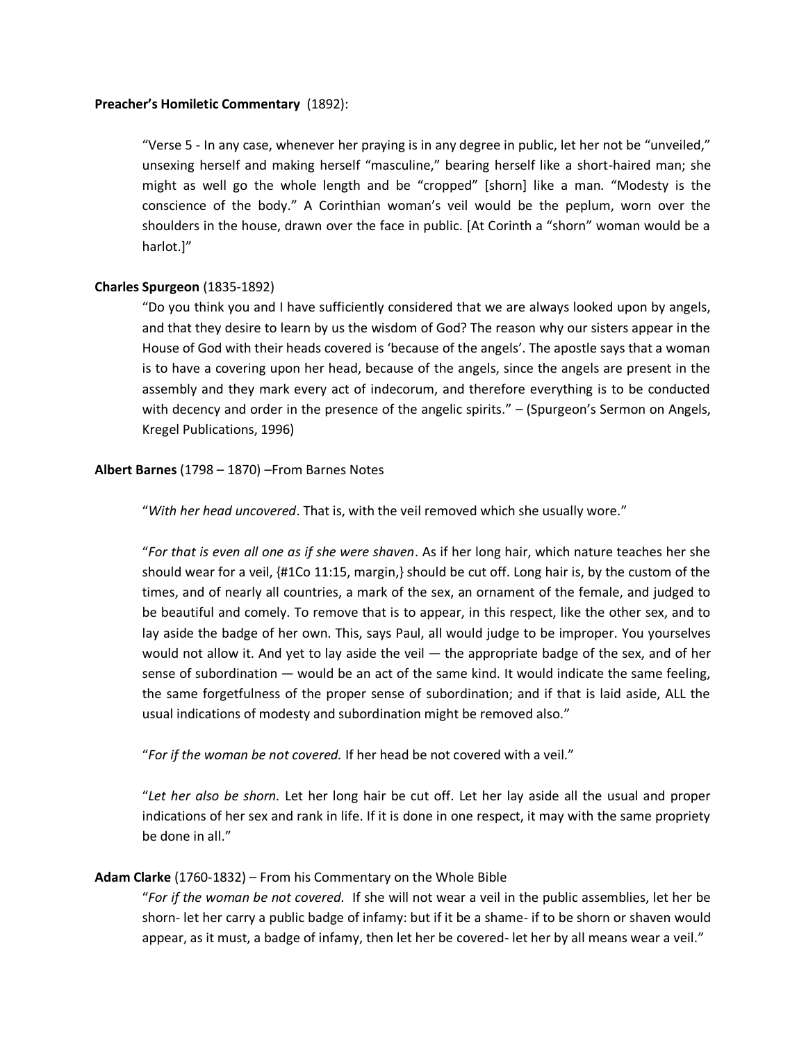**Preacher's Homiletic Commentary** (1892):

> "Verse 5 - In any case, whenever her praying is in any degree in public, let her not be "unveiled," unsexing herself and making herself "masculine," bearing herself like a short-haired man; she might as well go the whole length and be "cropped" [shorn] like a man. "Modesty is the conscience of the body." A Corinthian woman's veil would be the peplum, worn over the shoulders in the house, drawn over the face in public. [At Corinth a "shorn" woman would be a harlot.]"

**Charles Spurgeon** (1835-1892)

> "Do you think you and I have sufficiently considered that we are always looked upon by angels, and that they desire to learn by us the wisdom of God? The reason why our sisters appear in the House of God with their heads covered is 'because of the angels'. The apostle says that a woman is to have a covering upon her head, because of the angels, since the angels are present in the assembly and they mark every act of indecorum, and therefore everything is to be conducted with decency and order in the presence of the angelic spirits." – (Spurgeon's Sermon on Angels, Kregel Publications, 1996)

**Albert Barnes** (1798 – 1870) –From Barnes Notes

> "*With her head uncovered*. That is, with the veil removed which she usually wore."
>
> "*For that is even all one as if she were shaven*. As if her long hair, which nature teaches her she should wear for a veil, {#1Co 11:15, margin,} should be cut off. Long hair is, by the custom of the times, and of nearly all countries, a mark of the sex, an ornament of the female, and judged to be beautiful and comely. To remove that is to appear, in this respect, like the other sex, and to lay aside the badge of her own. This, says Paul, all would judge to be improper. You yourselves would not allow it. And yet to lay aside the veil — the appropriate badge of the sex, and of her sense of subordination — would be an act of the same kind. It would indicate the same feeling, the same forgetfulness of the proper sense of subordination; and if that is laid aside, ALL the usual indications of modesty and subordination might be removed also."
>
> "*For if the woman be not covered.* If her head be not covered with a veil."
>
> "*Let her also be shorn.* Let her long hair be cut off. Let her lay aside all the usual and proper indications of her sex and rank in life. If it is done in one respect, it may with the same propriety be done in all."

**Adam Clarke** (1760-1832) – From his Commentary on the Whole Bible

> "*For if the woman be not covered.* If she will not wear a veil in the public assemblies, let her be shorn- let her carry a public badge of infamy: but if it be a shame- if to be shorn or shaven would appear, as it must, a badge of infamy, then let her be covered- let her by all means wear a veil."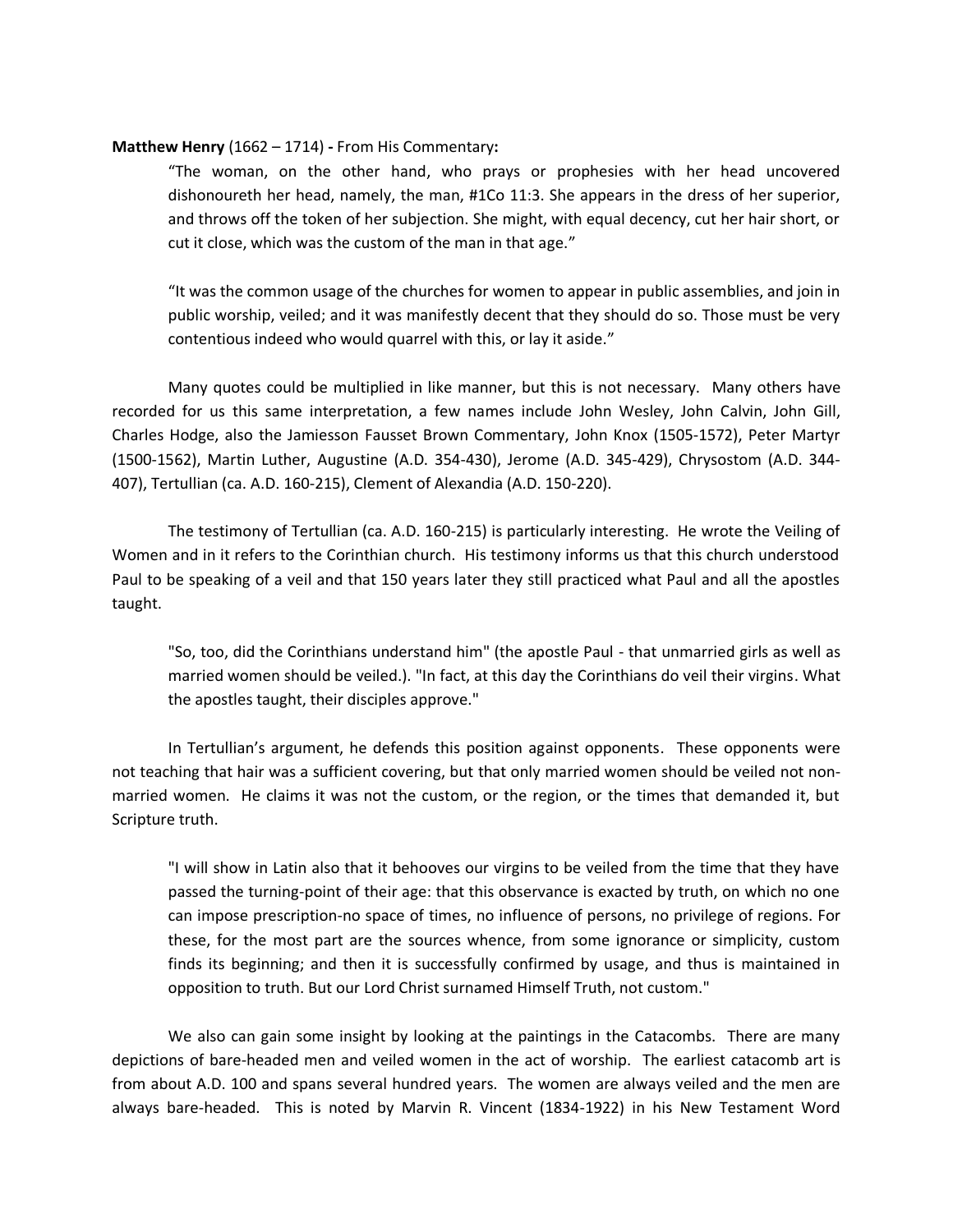**Matthew Henry** (1662 – 1714) **-** From His Commentary**:**

> “The woman, on the other hand, who prays or prophesies with her head uncovered dishonoureth her head, namely, the man, #1Co 11:3. She appears in the dress of her superior, and throws off the token of her subjection. She might, with equal decency, cut her hair short, or cut it close, which was the custom of the man in that age.”
>
> “It was the common usage of the churches for women to appear in public assemblies, and join in public worship, veiled; and it was manifestly decent that they should do so. Those must be very contentious indeed who would quarrel with this, or lay it aside.”

Many quotes could be multiplied in like manner, but this is not necessary. Many others have recorded for us this same interpretation, a few names include John Wesley, John Calvin, John Gill, Charles Hodge, also the Jamiesson Fausset Brown Commentary, John Knox (1505-1572), Peter Martyr (1500-1562), Martin Luther, Augustine (A.D. 354-430), Jerome (A.D. 345-429), Chrysostom (A.D. 344-407), Tertullian (ca. A.D. 160-215), Clement of Alexandia (A.D. 150-220).

The testimony of Tertullian (ca. A.D. 160-215) is particularly interesting. He wrote the Veiling of Women and in it refers to the Corinthian church. His testimony informs us that this church understood Paul to be speaking of a veil and that 150 years later they still practiced what Paul and all the apostles taught.

> "So, too, did the Corinthians understand him" (the apostle Paul - that unmarried girls as well as married women should be veiled.). "In fact, at this day the Corinthians do veil their virgins. What the apostles taught, their disciples approve."

In Tertullian’s argument, he defends this position against opponents. These opponents were not teaching that hair was a sufficient covering, but that only married women should be veiled not non-married women. He claims it was not the custom, or the region, or the times that demanded it, but Scripture truth.

> "I will show in Latin also that it behooves our virgins to be veiled from the time that they have passed the turning-point of their age: that this observance is exacted by truth, on which no one can impose prescription-no space of times, no influence of persons, no privilege of regions. For these, for the most part are the sources whence, from some ignorance or simplicity, custom finds its beginning; and then it is successfully confirmed by usage, and thus is maintained in opposition to truth. But our Lord Christ surnamed Himself Truth, not custom."

We also can gain some insight by looking at the paintings in the Catacombs. There are many depictions of bare-headed men and veiled women in the act of worship. The earliest catacomb art is from about A.D. 100 and spans several hundred years. The women are always veiled and the men are always bare-headed. This is noted by Marvin R. Vincent (1834-1922) in his New Testament Word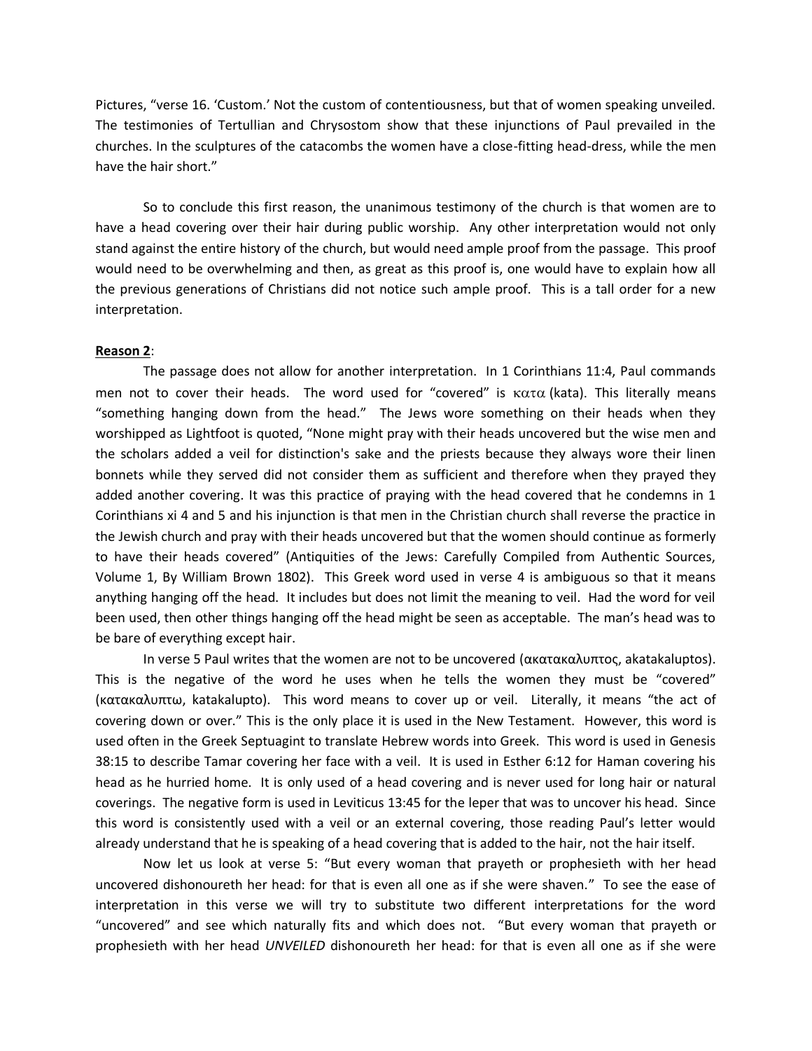Pictures, "verse 16. 'Custom.' Not the custom of contentiousness, but that of women speaking unveiled. The testimonies of Tertullian and Chrysostom show that these injunctions of Paul prevailed in the churches. In the sculptures of the catacombs the women have a close-fitting head-dress, while the men have the hair short."

So to conclude this first reason, the unanimous testimony of the church is that women are to have a head covering over their hair during public worship. Any other interpretation would not only stand against the entire history of the church, but would need ample proof from the passage. This proof would need to be overwhelming and then, as great as this proof is, one would have to explain how all the previous generations of Christians did not notice such ample proof. This is a tall order for a new interpretation.

**Reason 2**:

The passage does not allow for another interpretation. In 1 Corinthians 11:4, Paul commands men not to cover their heads. The word used for "covered" is κατα (kata). This literally means "something hanging down from the head." The Jews wore something on their heads when they worshipped as Lightfoot is quoted, "None might pray with their heads uncovered but the wise men and the scholars added a veil for distinction's sake and the priests because they always wore their linen bonnets while they served did not consider them as sufficient and therefore when they prayed they added another covering. It was this practice of praying with the head covered that he condemns in 1 Corinthians xi 4 and 5 and his injunction is that men in the Christian church shall reverse the practice in the Jewish church and pray with their heads uncovered but that the women should continue as formerly to have their heads covered" (Antiquities of the Jews: Carefully Compiled from Authentic Sources, Volume 1, By William Brown 1802). This Greek word used in verse 4 is ambiguous so that it means anything hanging off the head. It includes but does not limit the meaning to veil. Had the word for veil been used, then other things hanging off the head might be seen as acceptable. The man's head was to be bare of everything except hair.

In verse 5 Paul writes that the women are not to be uncovered (ακατακαλυπτος, akatakaluptos). This is the negative of the word he uses when he tells the women they must be "covered" (κατακαλυπτω, katakalupto). This word means to cover up or veil. Literally, it means "the act of covering down or over." This is the only place it is used in the New Testament. However, this word is used often in the Greek Septuagint to translate Hebrew words into Greek. This word is used in Genesis 38:15 to describe Tamar covering her face with a veil. It is used in Esther 6:12 for Haman covering his head as he hurried home. It is only used of a head covering and is never used for long hair or natural coverings. The negative form is used in Leviticus 13:45 for the leper that was to uncover his head. Since this word is consistently used with a veil or an external covering, those reading Paul's letter would already understand that he is speaking of a head covering that is added to the hair, not the hair itself.

Now let us look at verse 5: "But every woman that prayeth or prophesieth with her head uncovered dishonoureth her head: for that is even all one as if she were shaven." To see the ease of interpretation in this verse we will try to substitute two different interpretations for the word "uncovered" and see which naturally fits and which does not. "But every woman that prayeth or prophesieth with her head *UNVEILED* dishonoureth her head: for that is even all one as if she were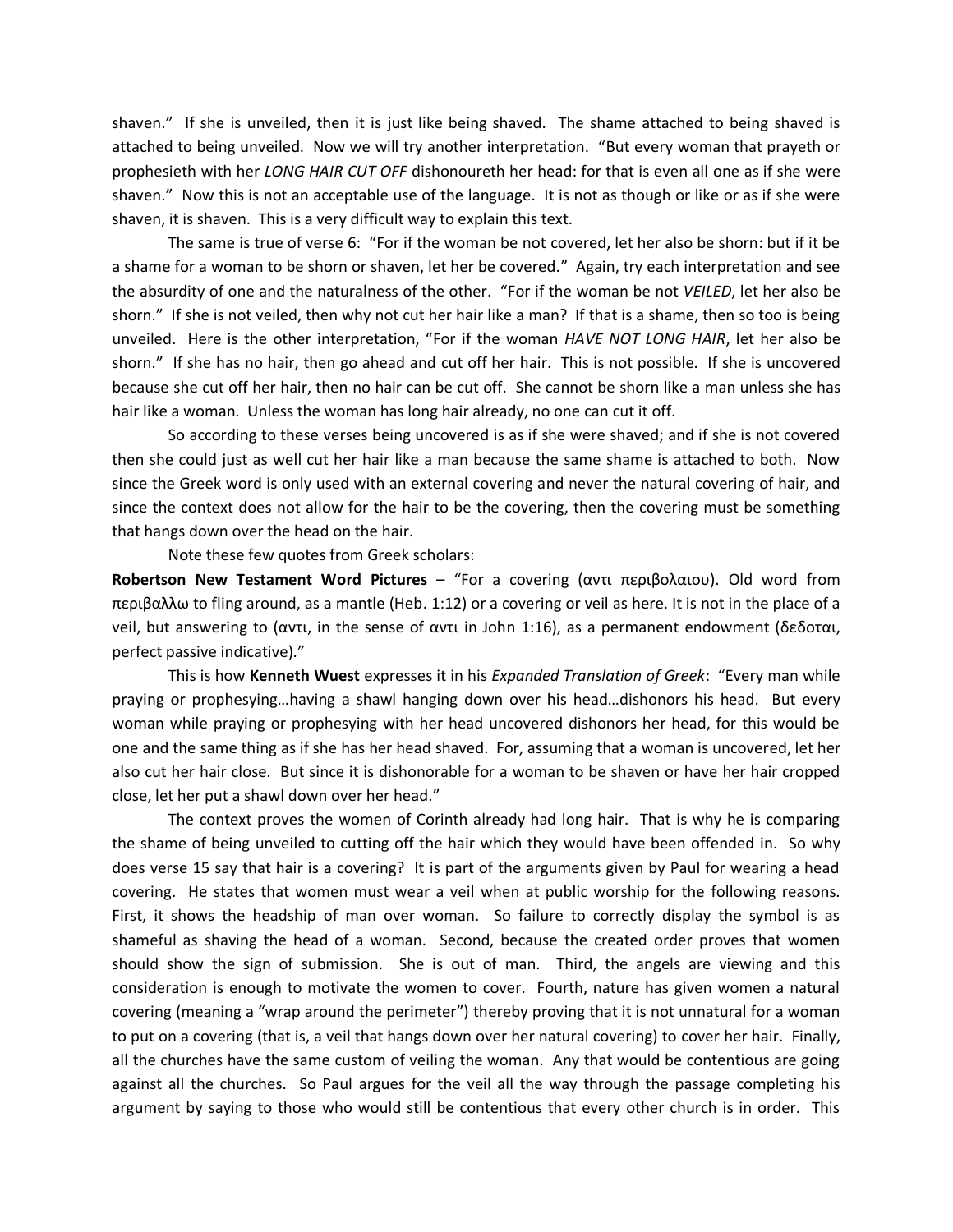shaven." If she is unveiled, then it is just like being shaved. The shame attached to being shaved is attached to being unveiled. Now we will try another interpretation. "But every woman that prayeth or prophesieth with her *LONG HAIR CUT OFF* dishonoureth her head: for that is even all one as if she were shaven." Now this is not an acceptable use of the language. It is not as though or like or as if she were shaven, it is shaven. This is a very difficult way to explain this text.

The same is true of verse 6: "For if the woman be not covered, let her also be shorn: but if it be a shame for a woman to be shorn or shaven, let her be covered." Again, try each interpretation and see the absurdity of one and the naturalness of the other. "For if the woman be not *VEILED*, let her also be shorn." If she is not veiled, then why not cut her hair like a man? If that is a shame, then so too is being unveiled. Here is the other interpretation, "For if the woman *HAVE NOT LONG HAIR*, let her also be shorn." If she has no hair, then go ahead and cut off her hair. This is not possible. If she is uncovered because she cut off her hair, then no hair can be cut off. She cannot be shorn like a man unless she has hair like a woman. Unless the woman has long hair already, no one can cut it off.

So according to these verses being uncovered is as if she were shaved; and if she is not covered then she could just as well cut her hair like a man because the same shame is attached to both. Now since the Greek word is only used with an external covering and never the natural covering of hair, and since the context does not allow for the hair to be the covering, then the covering must be something that hangs down over the head on the hair.

Note these few quotes from Greek scholars:

**Robertson New Testament Word Pictures** – "For a covering (αντι περιβολαιου). Old word from περιβαλλω to fling around, as a mantle (Heb. 1:12) or a covering or veil as here. It is not in the place of a veil, but answering to (αντι, in the sense of αντι in John 1:16), as a permanent endowment (δεδοται, perfect passive indicative)."

This is how **Kenneth Wuest** expresses it in his *Expanded Translation of Greek*: "Every man while praying or prophesying…having a shawl hanging down over his head…dishonors his head. But every woman while praying or prophesying with her head uncovered dishonors her head, for this would be one and the same thing as if she has her head shaved. For, assuming that a woman is uncovered, let her also cut her hair close. But since it is dishonorable for a woman to be shaven or have her hair cropped close, let her put a shawl down over her head."

The context proves the women of Corinth already had long hair. That is why he is comparing the shame of being unveiled to cutting off the hair which they would have been offended in. So why does verse 15 say that hair is a covering? It is part of the arguments given by Paul for wearing a head covering. He states that women must wear a veil when at public worship for the following reasons. First, it shows the headship of man over woman. So failure to correctly display the symbol is as shameful as shaving the head of a woman. Second, because the created order proves that women should show the sign of submission. She is out of man. Third, the angels are viewing and this consideration is enough to motivate the women to cover. Fourth, nature has given women a natural covering (meaning a "wrap around the perimeter") thereby proving that it is not unnatural for a woman to put on a covering (that is, a veil that hangs down over her natural covering) to cover her hair. Finally, all the churches have the same custom of veiling the woman. Any that would be contentious are going against all the churches. So Paul argues for the veil all the way through the passage completing his argument by saying to those who would still be contentious that every other church is in order. This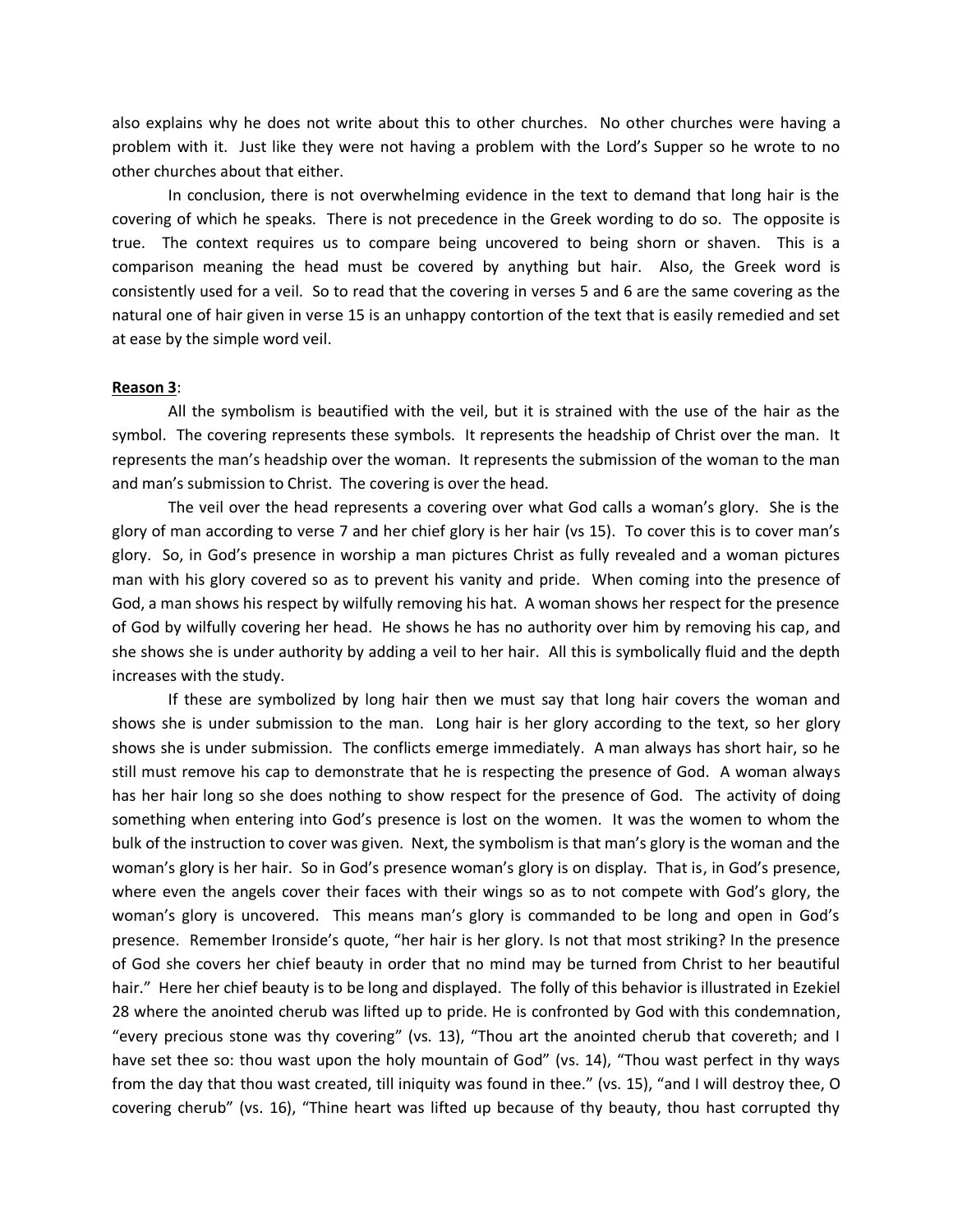also explains why he does not write about this to other churches. No other churches were having a problem with it. Just like they were not having a problem with the Lord's Supper so he wrote to no other churches about that either.

In conclusion, there is not overwhelming evidence in the text to demand that long hair is the covering of which he speaks. There is not precedence in the Greek wording to do so. The opposite is true. The context requires us to compare being uncovered to being shorn or shaven. This is a comparison meaning the head must be covered by anything but hair. Also, the Greek word is consistently used for a veil. So to read that the covering in verses 5 and 6 are the same covering as the natural one of hair given in verse 15 is an unhappy contortion of the text that is easily remedied and set at ease by the simple word veil.

**Reason 3**:

All the symbolism is beautified with the veil, but it is strained with the use of the hair as the symbol. The covering represents these symbols. It represents the headship of Christ over the man. It represents the man's headship over the woman. It represents the submission of the woman to the man and man's submission to Christ. The covering is over the head.

The veil over the head represents a covering over what God calls a woman's glory. She is the glory of man according to verse 7 and her chief glory is her hair (vs 15). To cover this is to cover man's glory. So, in God's presence in worship a man pictures Christ as fully revealed and a woman pictures man with his glory covered so as to prevent his vanity and pride. When coming into the presence of God, a man shows his respect by wilfully removing his hat. A woman shows her respect for the presence of God by wilfully covering her head. He shows he has no authority over him by removing his cap, and she shows she is under authority by adding a veil to her hair. All this is symbolically fluid and the depth increases with the study.

If these are symbolized by long hair then we must say that long hair covers the woman and shows she is under submission to the man. Long hair is her glory according to the text, so her glory shows she is under submission. The conflicts emerge immediately. A man always has short hair, so he still must remove his cap to demonstrate that he is respecting the presence of God. A woman always has her hair long so she does nothing to show respect for the presence of God. The activity of doing something when entering into God's presence is lost on the women. It was the women to whom the bulk of the instruction to cover was given. Next, the symbolism is that man's glory is the woman and the woman's glory is her hair. So in God's presence woman's glory is on display. That is, in God's presence, where even the angels cover their faces with their wings so as to not compete with God's glory, the woman's glory is uncovered. This means man's glory is commanded to be long and open in God's presence. Remember Ironside's quote, "her hair is her glory. Is not that most striking? In the presence of God she covers her chief beauty in order that no mind may be turned from Christ to her beautiful hair." Here her chief beauty is to be long and displayed. The folly of this behavior is illustrated in Ezekiel 28 where the anointed cherub was lifted up to pride. He is confronted by God with this condemnation, "every precious stone was thy covering" (vs. 13), "Thou art the anointed cherub that covereth; and I have set thee so: thou wast upon the holy mountain of God" (vs. 14), "Thou wast perfect in thy ways from the day that thou wast created, till iniquity was found in thee." (vs. 15), "and I will destroy thee, O covering cherub" (vs. 16), "Thine heart was lifted up because of thy beauty, thou hast corrupted thy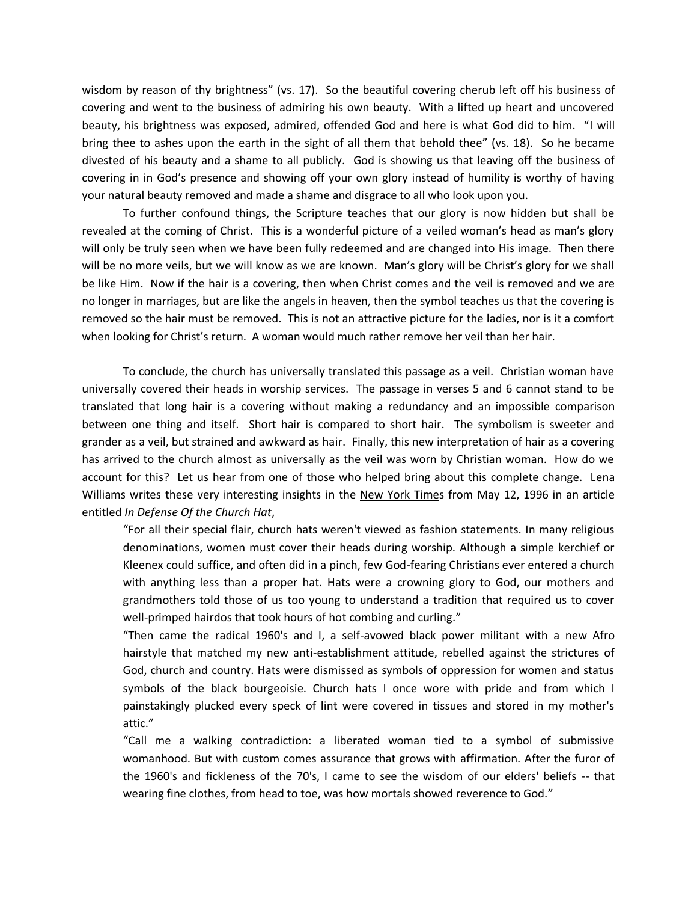wisdom by reason of thy brightness" (vs. 17). So the beautiful covering cherub left off his business of covering and went to the business of admiring his own beauty. With a lifted up heart and uncovered beauty, his brightness was exposed, admired, offended God and here is what God did to him. "I will bring thee to ashes upon the earth in the sight of all them that behold thee" (vs. 18). So he became divested of his beauty and a shame to all publicly. God is showing us that leaving off the business of covering in in God's presence and showing off your own glory instead of humility is worthy of having your natural beauty removed and made a shame and disgrace to all who look upon you.

To further confound things, the Scripture teaches that our glory is now hidden but shall be revealed at the coming of Christ. This is a wonderful picture of a veiled woman's head as man's glory will only be truly seen when we have been fully redeemed and are changed into His image. Then there will be no more veils, but we will know as we are known. Man's glory will be Christ's glory for we shall be like Him. Now if the hair is a covering, then when Christ comes and the veil is removed and we are no longer in marriages, but are like the angels in heaven, then the symbol teaches us that the covering is removed so the hair must be removed. This is not an attractive picture for the ladies, nor is it a comfort when looking for Christ's return. A woman would much rather remove her veil than her hair.

To conclude, the church has universally translated this passage as a veil. Christian woman have universally covered their heads in worship services. The passage in verses 5 and 6 cannot stand to be translated that long hair is a covering without making a redundancy and an impossible comparison between one thing and itself. Short hair is compared to short hair. The symbolism is sweeter and grander as a veil, but strained and awkward as hair. Finally, this new interpretation of hair as a covering has arrived to the church almost as universally as the veil was worn by Christian woman. How do we account for this? Let us hear from one of those who helped bring about this complete change. Lena Williams writes these very interesting insights in the New York Times from May 12, 1996 in an article entitled *In Defense Of the Church Hat*,

> "For all their special flair, church hats weren't viewed as fashion statements. In many religious denominations, women must cover their heads during worship. Although a simple kerchief or Kleenex could suffice, and often did in a pinch, few God-fearing Christians ever entered a church with anything less than a proper hat. Hats were a crowning glory to God, our mothers and grandmothers told those of us too young to understand a tradition that required us to cover well-primped hairdos that took hours of hot combing and curling."
>
> "Then came the radical 1960's and I, a self-avowed black power militant with a new Afro hairstyle that matched my new anti-establishment attitude, rebelled against the strictures of God, church and country. Hats were dismissed as symbols of oppression for women and status symbols of the black bourgeoisie. Church hats I once wore with pride and from which I painstakingly plucked every speck of lint were covered in tissues and stored in my mother's attic."
>
> "Call me a walking contradiction: a liberated woman tied to a symbol of submissive womanhood. But with custom comes assurance that grows with affirmation. After the furor of the 1960's and fickleness of the 70's, I came to see the wisdom of our elders' beliefs -- that wearing fine clothes, from head to toe, was how mortals showed reverence to God."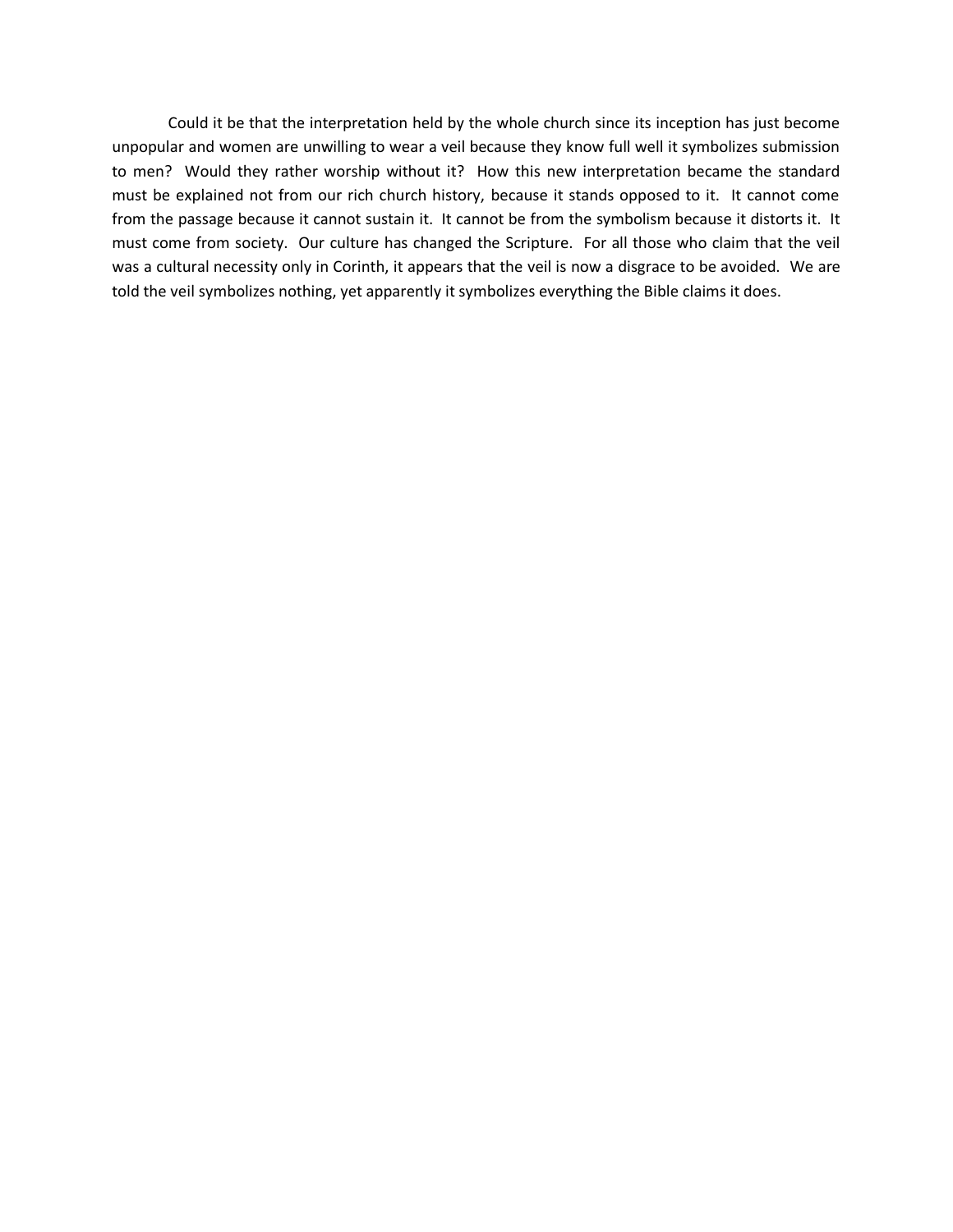Could it be that the interpretation held by the whole church since its inception has just become unpopular and women are unwilling to wear a veil because they know full well it symbolizes submission to men? Would they rather worship without it? How this new interpretation became the standard must be explained not from our rich church history, because it stands opposed to it. It cannot come from the passage because it cannot sustain it. It cannot be from the symbolism because it distorts it. It must come from society. Our culture has changed the Scripture. For all those who claim that the veil was a cultural necessity only in Corinth, it appears that the veil is now a disgrace to be avoided. We are told the veil symbolizes nothing, yet apparently it symbolizes everything the Bible claims it does.